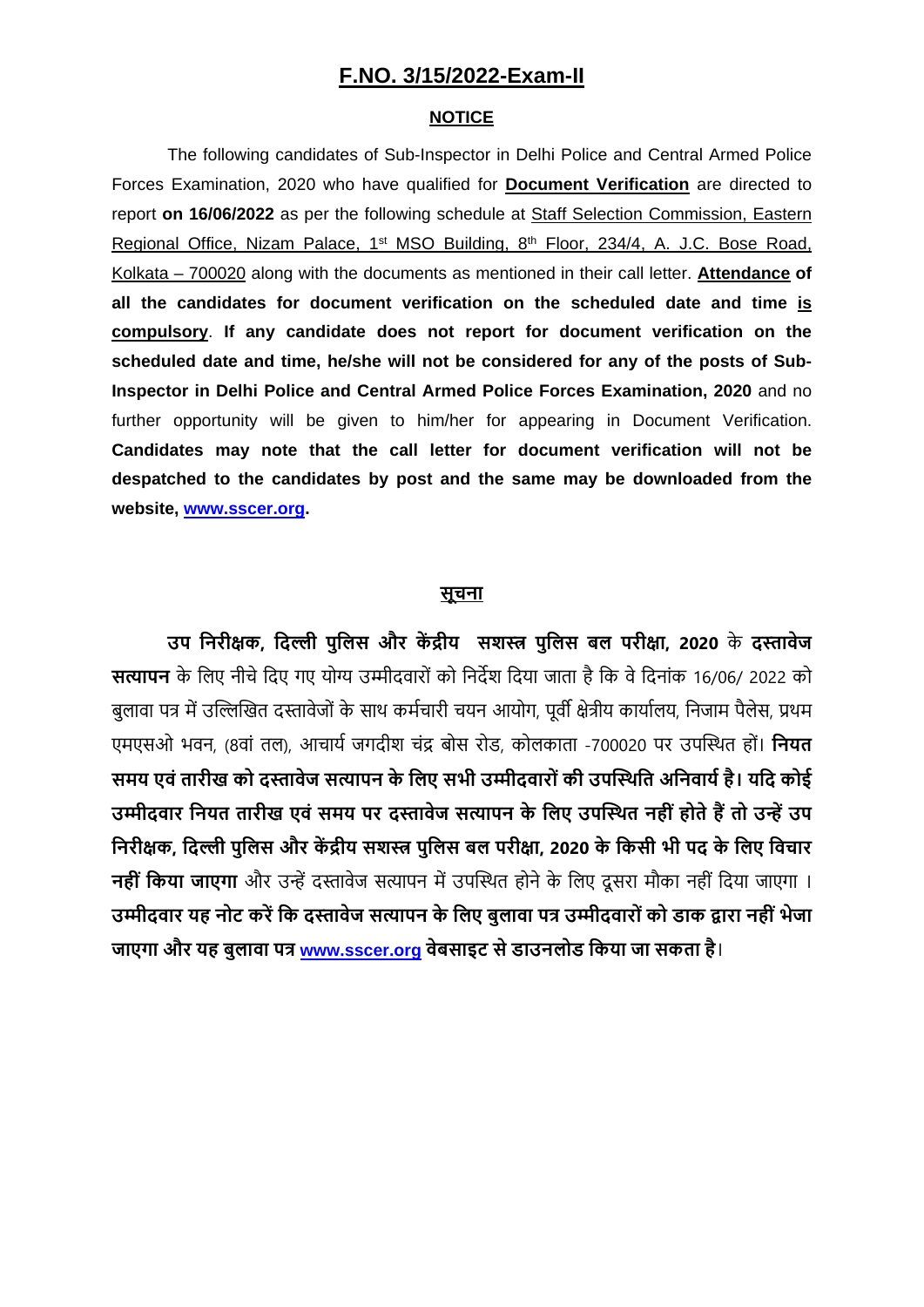# F.NO. 3/15/2022-Exam-II

## NOTICE

The following candidates of Sub-Inspector in Delhi Police and Central Armed Police Forces Examination, 2020 who have qualified for **Document Verification** are directed to report **on 16/06/2022** as per the following schedule at Staff Selection Commission, Eastern Regional Office, Nizam Palace, 1st MSO Building, 8th Floor, 234/4, A. J.C. Bose Road, Kolkata – 700020 along with the documents as mentioned in their call letter. **Attendance of all the candidates for document verification on the scheduled date and time is compulsory**. **If any candidate does not report for document verification on the scheduled date and time, he/she will not be considered for any of the posts of Sub-Inspector in Delhi Police and Central Armed Police Forces Examination, 2020** and no further opportunity will be given to him/her for appearing in Document Verification. **Candidates may note that the call letter for document verification will not be despatched to the candidates by post and the same may be downloaded from the website, www.sscer.org.**

## सूचना

**उप निरीक्षक, दिल्ली पुलिस और केंद्रीय सशस्त्र पुलिस बल परीक्षा, 2020** के **दस्तावेज सत्यापन** के लिए नीचे दिए गए योग्य उम्मीदवारों को निर्देश दिया जाता है कि वे दिनांक 16/06/ 2022 को बुलावा पत्र में उल्लिखित दस्तावेजों के साथ कर्मचारी चयन आयोग, पूर्वी क्षेत्रीय कार्यालय, निजाम पैलेस, प्रथम एमएसओ भवन, (8वां तल), आचार्य जगदीश चंद्र बोस रोड, कोलकाता -700020 पर उपस्थित हों। **नियत समय एवं तारीख को दस्तावेज सत्यापन के लिए सभी उम्मीदवारों की उपस्थिति अनिवार्य है। यदि कोई उम्मीदवार नियत तारीख एवं समय पर दस्तावेज सत्यापन के लिए उपस्थित नहीं होते हैं तो उन्हें उप निरीक्षक, दिल्ली पुलिस और केंद्रीय सशस्त्र पुलिस बल परीक्षा, 2020 के किसी भी पद के लिए विचार नहीं किया जाएगा** और उन्हें दस्तावेज सत्यापन में उपस्थित होने के लिए दूसरा मौका नहीं दिया जाएगा । **उम्मीदवार यह नोट करें कि दस्तावेज सत्यापन के लिए बुलावा पत्र उम्मीदवारों को डाक द्वारा नहीं भेजा जाएगा और यह बुलावा पत्र www.sscer.org वेबसाइट से डाउनलोड किया जा सकता है**।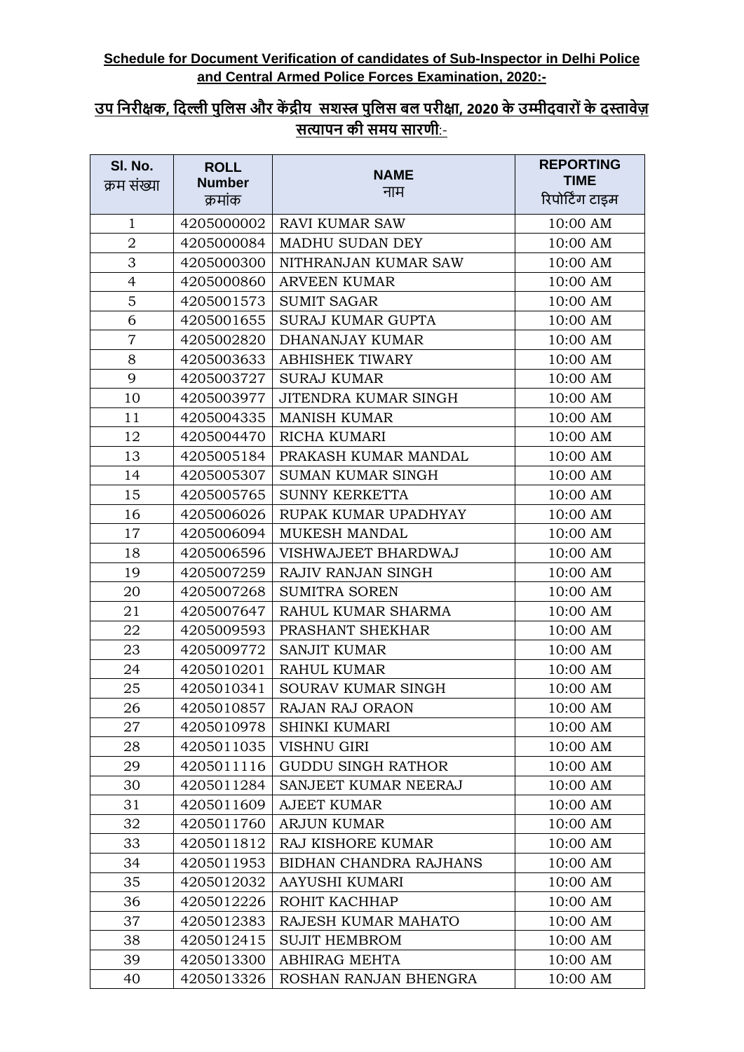**Schedule for Document Verification of candidates of Sub-Inspector in Delhi Police and Central Armed Police Forces Examination, 2020:-**

**उप निरीक्षक, दिल्ली पुलिस और केंद्रीय सशस्त्र पुलिस बल परीक्षा, 2020 के उम्मीदवारों के दस्तावेज़ सत्यापन की समय सारणी:-**

| Sl. No. क्रम संख्या | ROLL Number क्रमांक | NAME नाम | REPORTING TIME रिपोर्टिंग टाइम |
|---|---|---|---|
| 1 | 4205000002 | RAVI KUMAR SAW | 10:00 AM |
| 2 | 4205000084 | MADHU SUDAN DEY | 10:00 AM |
| 3 | 4205000300 | NITHRANJAN KUMAR SAW | 10:00 AM |
| 4 | 4205000860 | ARVEEN KUMAR | 10:00 AM |
| 5 | 4205001573 | SUMIT SAGAR | 10:00 AM |
| 6 | 4205001655 | SURAJ KUMAR GUPTA | 10:00 AM |
| 7 | 4205002820 | DHANANJAY KUMAR | 10:00 AM |
| 8 | 4205003633 | ABHISHEK TIWARY | 10:00 AM |
| 9 | 4205003727 | SURAJ KUMAR | 10:00 AM |
| 10 | 4205003977 | JITENDRA KUMAR SINGH | 10:00 AM |
| 11 | 4205004335 | MANISH KUMAR | 10:00 AM |
| 12 | 4205004470 | RICHA KUMARI | 10:00 AM |
| 13 | 4205005184 | PRAKASH KUMAR MANDAL | 10:00 AM |
| 14 | 4205005307 | SUMAN KUMAR SINGH | 10:00 AM |
| 15 | 4205005765 | SUNNY KERKETTA | 10:00 AM |
| 16 | 4205006026 | RUPAK KUMAR UPADHYAY | 10:00 AM |
| 17 | 4205006094 | MUKESH MANDAL | 10:00 AM |
| 18 | 4205006596 | VISHWAJEET BHARDWAJ | 10:00 AM |
| 19 | 4205007259 | RAJIV RANJAN SINGH | 10:00 AM |
| 20 | 4205007268 | SUMITRA SOREN | 10:00 AM |
| 21 | 4205007647 | RAHUL KUMAR SHARMA | 10:00 AM |
| 22 | 4205009593 | PRASHANT SHEKHAR | 10:00 AM |
| 23 | 4205009772 | SANJIT KUMAR | 10:00 AM |
| 24 | 4205010201 | RAHUL KUMAR | 10:00 AM |
| 25 | 4205010341 | SOURAV KUMAR SINGH | 10:00 AM |
| 26 | 4205010857 | RAJAN RAJ ORAON | 10:00 AM |
| 27 | 4205010978 | SHINKI KUMARI | 10:00 AM |
| 28 | 4205011035 | VISHNU GIRI | 10:00 AM |
| 29 | 4205011116 | GUDDU SINGH RATHOR | 10:00 AM |
| 30 | 4205011284 | SANJEET KUMAR NEERAJ | 10:00 AM |
| 31 | 4205011609 | AJEET KUMAR | 10:00 AM |
| 32 | 4205011760 | ARJUN KUMAR | 10:00 AM |
| 33 | 4205011812 | RAJ KISHORE KUMAR | 10:00 AM |
| 34 | 4205011953 | BIDHAN CHANDRA RAJHANS | 10:00 AM |
| 35 | 4205012032 | AAYUSHI KUMARI | 10:00 AM |
| 36 | 4205012226 | ROHIT KACHHAP | 10:00 AM |
| 37 | 4205012383 | RAJESH KUMAR MAHATO | 10:00 AM |
| 38 | 4205012415 | SUJIT HEMBROM | 10:00 AM |
| 39 | 4205013300 | ABHIRAG MEHTA | 10:00 AM |
| 40 | 4205013326 | ROSHAN RANJAN BHENGRA | 10:00 AM |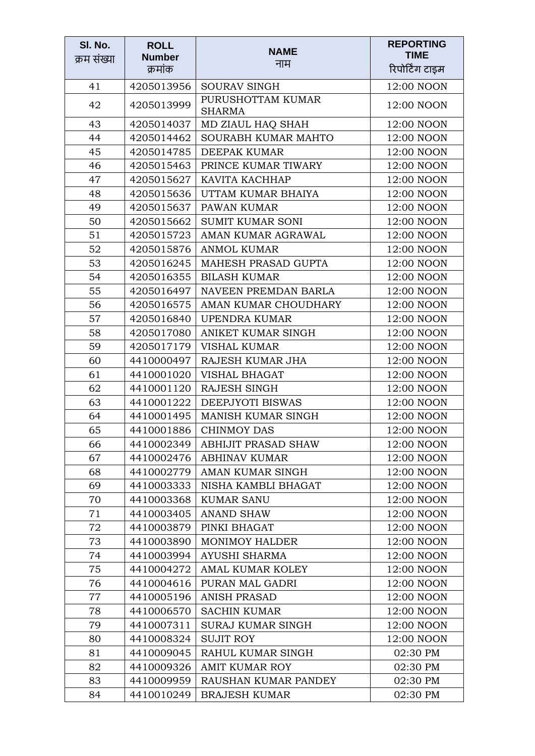| Sl. No. क्रम संख्या | ROLL Number क्रमांक | NAME नाम | REPORTING TIME रिपोर्टिंग टाइम |
|---|---|---|---|
| 41 | 4205013956 | SOURAV SINGH | 12:00 NOON |
| 42 | 4205013999 | PURUSHOTTAM KUMAR SHARMA | 12:00 NOON |
| 43 | 4205014037 | MD ZIAUL HAQ SHAH | 12:00 NOON |
| 44 | 4205014462 | SOURABH KUMAR MAHTO | 12:00 NOON |
| 45 | 4205014785 | DEEPAK KUMAR | 12:00 NOON |
| 46 | 4205015463 | PRINCE KUMAR TIWARY | 12:00 NOON |
| 47 | 4205015627 | KAVITA KACHHAP | 12:00 NOON |
| 48 | 4205015636 | UTTAM KUMAR BHAIYA | 12:00 NOON |
| 49 | 4205015637 | PAWAN KUMAR | 12:00 NOON |
| 50 | 4205015662 | SUMIT KUMAR SONI | 12:00 NOON |
| 51 | 4205015723 | AMAN KUMAR AGRAWAL | 12:00 NOON |
| 52 | 4205015876 | ANMOL KUMAR | 12:00 NOON |
| 53 | 4205016245 | MAHESH PRASAD GUPTA | 12:00 NOON |
| 54 | 4205016355 | BILASH KUMAR | 12:00 NOON |
| 55 | 4205016497 | NAVEEN PREMDAN BARLA | 12:00 NOON |
| 56 | 4205016575 | AMAN KUMAR CHOUDHARY | 12:00 NOON |
| 57 | 4205016840 | UPENDRA KUMAR | 12:00 NOON |
| 58 | 4205017080 | ANIKET KUMAR SINGH | 12:00 NOON |
| 59 | 4205017179 | VISHAL KUMAR | 12:00 NOON |
| 60 | 4410000497 | RAJESH KUMAR JHA | 12:00 NOON |
| 61 | 4410001020 | VISHAL BHAGAT | 12:00 NOON |
| 62 | 4410001120 | RAJESH SINGH | 12:00 NOON |
| 63 | 4410001222 | DEEPJYOTI BISWAS | 12:00 NOON |
| 64 | 4410001495 | MANISH KUMAR SINGH | 12:00 NOON |
| 65 | 4410001886 | CHINMOY DAS | 12:00 NOON |
| 66 | 4410002349 | ABHIJIT PRASAD SHAW | 12:00 NOON |
| 67 | 4410002476 | ABHINAV KUMAR | 12:00 NOON |
| 68 | 4410002779 | AMAN KUMAR SINGH | 12:00 NOON |
| 69 | 4410003333 | NISHA KAMBLI BHAGAT | 12:00 NOON |
| 70 | 4410003368 | KUMAR SANU | 12:00 NOON |
| 71 | 4410003405 | ANAND SHAW | 12:00 NOON |
| 72 | 4410003879 | PINKI BHAGAT | 12:00 NOON |
| 73 | 4410003890 | MONIMOY HALDER | 12:00 NOON |
| 74 | 4410003994 | AYUSHI SHARMA | 12:00 NOON |
| 75 | 4410004272 | AMAL KUMAR KOLEY | 12:00 NOON |
| 76 | 4410004616 | PURAN MAL GADRI | 12:00 NOON |
| 77 | 4410005196 | ANISH PRASAD | 12:00 NOON |
| 78 | 4410006570 | SACHIN KUMAR | 12:00 NOON |
| 79 | 4410007311 | SURAJ KUMAR SINGH | 12:00 NOON |
| 80 | 4410008324 | SUJIT ROY | 12:00 NOON |
| 81 | 4410009045 | RAHUL KUMAR SINGH | 02:30 PM |
| 82 | 4410009326 | AMIT KUMAR ROY | 02:30 PM |
| 83 | 4410009959 | RAUSHAN KUMAR PANDEY | 02:30 PM |
| 84 | 4410010249 | BRAJESH KUMAR | 02:30 PM |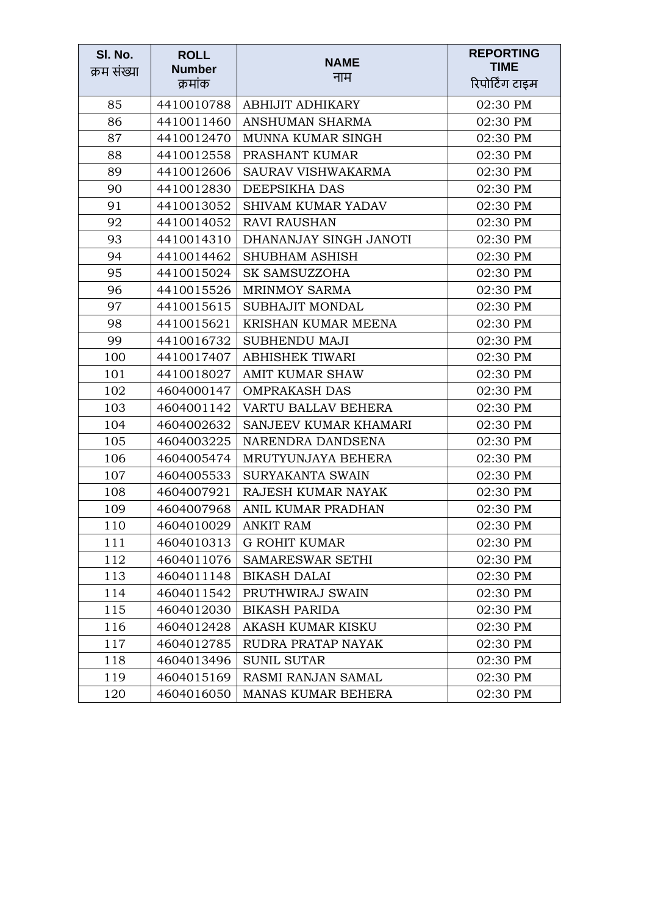| Sl. No. क्रम संख्या | ROLL Number क्रमांक | NAME नाम | REPORTING TIME रिपोर्टिंग टाइम |
|---|---|---|---|
| 85 | 4410010788 | ABHIJIT ADHIKARY | 02:30 PM |
| 86 | 4410011460 | ANSHUMAN SHARMA | 02:30 PM |
| 87 | 4410012470 | MUNNA KUMAR SINGH | 02:30 PM |
| 88 | 4410012558 | PRASHANT KUMAR | 02:30 PM |
| 89 | 4410012606 | SAURAV VISHWAKARMA | 02:30 PM |
| 90 | 4410012830 | DEEPSIKHA DAS | 02:30 PM |
| 91 | 4410013052 | SHIVAM KUMAR YADAV | 02:30 PM |
| 92 | 4410014052 | RAVI RAUSHAN | 02:30 PM |
| 93 | 4410014310 | DHANANJAY SINGH JANOTI | 02:30 PM |
| 94 | 4410014462 | SHUBHAM ASHISH | 02:30 PM |
| 95 | 4410015024 | SK SAMSUZZOHA | 02:30 PM |
| 96 | 4410015526 | MRINMOY SARMA | 02:30 PM |
| 97 | 4410015615 | SUBHAJIT MONDAL | 02:30 PM |
| 98 | 4410015621 | KRISHAN KUMAR MEENA | 02:30 PM |
| 99 | 4410016732 | SUBHENDU MAJI | 02:30 PM |
| 100 | 4410017407 | ABHISHEK TIWARI | 02:30 PM |
| 101 | 4410018027 | AMIT KUMAR SHAW | 02:30 PM |
| 102 | 4604000147 | OMPRAKASH DAS | 02:30 PM |
| 103 | 4604001142 | VARTU BALLAV BEHERA | 02:30 PM |
| 104 | 4604002632 | SANJEEV KUMAR KHAMARI | 02:30 PM |
| 105 | 4604003225 | NARENDRA DANDSENA | 02:30 PM |
| 106 | 4604005474 | MRUTYUNJAYA BEHERA | 02:30 PM |
| 107 | 4604005533 | SURYAKANTA SWAIN | 02:30 PM |
| 108 | 4604007921 | RAJESH KUMAR NAYAK | 02:30 PM |
| 109 | 4604007968 | ANIL KUMAR PRADHAN | 02:30 PM |
| 110 | 4604010029 | ANKIT RAM | 02:30 PM |
| 111 | 4604010313 | G ROHIT KUMAR | 02:30 PM |
| 112 | 4604011076 | SAMARESWAR SETHI | 02:30 PM |
| 113 | 4604011148 | BIKASH DALAI | 02:30 PM |
| 114 | 4604011542 | PRUTHWIRAJ SWAIN | 02:30 PM |
| 115 | 4604012030 | BIKASH PARIDA | 02:30 PM |
| 116 | 4604012428 | AKASH KUMAR KISKU | 02:30 PM |
| 117 | 4604012785 | RUDRA PRATAP NAYAK | 02:30 PM |
| 118 | 4604013496 | SUNIL SUTAR | 02:30 PM |
| 119 | 4604015169 | RASMI RANJAN SAMAL | 02:30 PM |
| 120 | 4604016050 | MANAS KUMAR BEHERA | 02:30 PM |